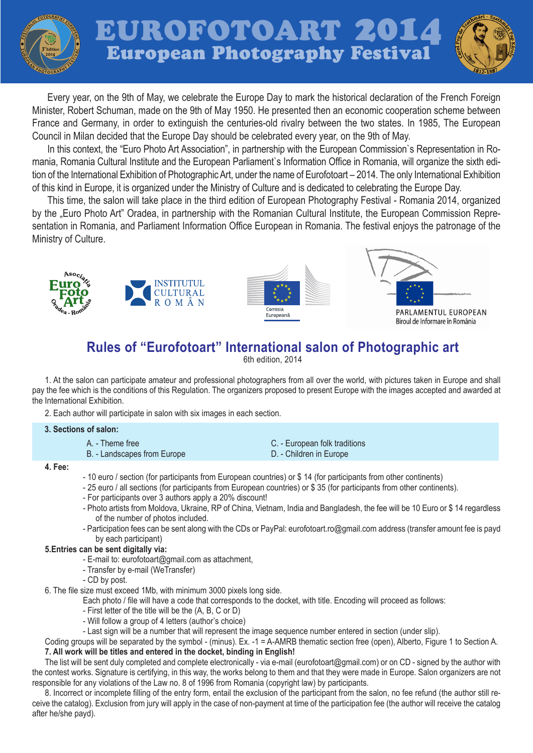# EUROFOTOART 2014
## European Photography Festival

Every year, on the 9th of May, we celebrate the Europe Day to mark the historical declaration of the French Foreign Minister, Robert Schuman, made on the 9th of May 1950. He presented then an economic cooperation scheme between France and Germany, in order to extinguish the centuries-old rivalry between the two states. In 1985, The European Council in Milan decided that the Europe Day should be celebrated every year, on the 9th of May.

In this context, the "Euro Photo Art Association", in partnership with the European Commission`s Representation in Romania, Romania Cultural Institute and the European Parliament`s Information Office in Romania, will organize the sixth edition of the International Exhibition of Photographic Art, under the name of Eurofotoart – 2014. The only International Exhibition of this kind in Europe, it is organized under the Ministry of Culture and is dedicated to celebrating the Europe Day.

This time, the salon will take place in the third edition of European Photography Festival - Romania 2014, organized by the „Euro Photo Art" Oradea, in partnership with the Romanian Cultural Institute, the European Commission Representation in Romania, and Parliament Information Office European in Romania. The festival enjoys the patronage of the Ministry of Culture.

## Rules of "Eurofotoart" International salon of Photographic art

6th edition, 2014

1. At the salon can participate amateur and professional photographers from all over the world, with pictures taken in Europe and shall pay the fee which is the conditions of this Regulation. The organizers proposed to present Europe with the images accepted and awarded at the International Exhibition.

2. Each author will participate in salon with six images in each section.

**3. Sections of salon:**

- A. - Theme free
- B. - Landscapes from Europe
- C. - European folk traditions
- D. - Children in Europe

**4. Fee:**

- 10 euro / section (for participants from European countries) or $ 14 (for participants from other continents)
- 25 euro / all sections (for participants from European countries) or $ 35 (for participants from other continents).
- For participants over 3 authors apply a 20% discount!
- Photo artists from Moldova, Ukraine, RP of China, Vietnam, India and Bangladesh, the fee will be 10 Euro or $ 14 regardless of the number of photos included.
- Participation fees can be sent along with the CDs or PayPal: eurofotoart.ro@gmail.com address (transfer amount fee is payd by each participant)

**5.Entries can be sent digitally via:**

- E-mail to: eurofotoart@gmail.com as attachment,
- Transfer by e-mail (WeTransfer)
- CD by post.

6. The file size must exceed 1Mb, with minimum 3000 pixels long side.

Each photo / file will have a code that corresponds to the docket, with title. Encoding will proceed as follows:

- First letter of the title will be the (A, B, C or D)
- Will follow a group of 4 letters (author's choice)
- Last sign will be a number that will represent the image sequence number entered in section (under slip).

Coding groups will be separated by the symbol - (minus). Ex. -1 = A-AMRB thematic section free (open), Alberto, Figure 1 to Section A.

**7. All work will be titles and entered in the docket, binding in English!**

The list will be sent duly completed and complete electronically - via e-mail (eurofotoart@gmail.com) or on CD - signed by the author with the contest works. Signature is certifying, in this way, the works belong to them and that they were made in Europe. Salon organizers are not responsible for any violations of the Law no. 8 of 1996 from Romania (copyright law) by participants.

8. Incorrect or incomplete filling of the entry form, entail the exclusion of the participant from the salon, no fee refund (the author still receive the catalog). Exclusion from jury will apply in the case of non-payment at time of the participation fee (the author will receive the catalog after he/she payd).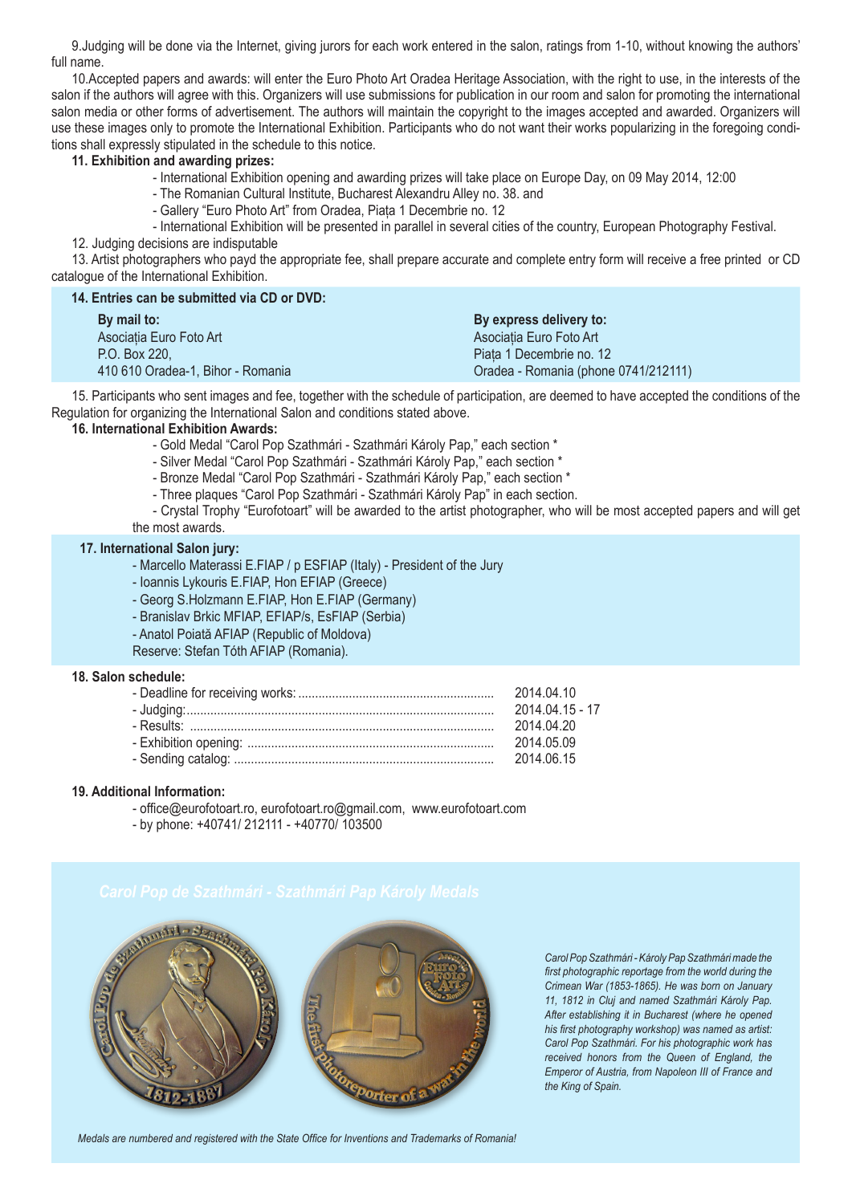9.Judging will be done via the Internet, giving jurors for each work entered in the salon, ratings from 1-10, without knowing the authors' full name.

10.Accepted papers and awards: will enter the Euro Photo Art Oradea Heritage Association, with the right to use, in the interests of the salon if the authors will agree with this. Organizers will use submissions for publication in our room and salon for promoting the international salon media or other forms of advertisement. The authors will maintain the copyright to the images accepted and awarded. Organizers will use these images only to promote the International Exhibition. Participants who do not want their works popularizing in the foregoing conditions shall expressly stipulated in the schedule to this notice.

**11. Exhibition and awarding prizes:**

- International Exhibition opening and awarding prizes will take place on Europe Day, on 09 May 2014, 12:00
- The Romanian Cultural Institute, Bucharest Alexandru Alley no. 38. and
- Gallery "Euro Photo Art" from Oradea, Piața 1 Decembrie no. 12
- International Exhibition will be presented in parallel in several cities of the country, European Photography Festival.

12. Judging decisions are indisputable

13. Artist photographers who payd the appropriate fee, shall prepare accurate and complete entry form will receive a free printed or CD catalogue of the International Exhibition.

**14. Entries can be submitted via CD or DVD:**

**By mail to:**
Asociația Euro Foto Art
P.O. Box 220,
410 610 Oradea-1, Bihor - Romania

**By express delivery to:**
Asociația Euro Foto Art
Piața 1 Decembrie no. 12
Oradea - Romania (phone 0741/212111)

15. Participants who sent images and fee, together with the schedule of participation, are deemed to have accepted the conditions of the Regulation for organizing the International Salon and conditions stated above.

**16. International Exhibition Awards:**

- Gold Medal "Carol Pop Szathmári - Szathmári Károly Pap," each section *
- Silver Medal "Carol Pop Szathmári - Szathmári Károly Pap," each section *
- Bronze Medal "Carol Pop Szathmári - Szathmári Károly Pap," each section *
- Three plaques "Carol Pop Szathmári - Szathmári Károly Pap" in each section.
- Crystal Trophy "Eurofotoart" will be awarded to the artist photographer, who will be most accepted papers and will get the most awards.

**17. International Salon jury:**

- Marcello Materassi E.FIAP / p ESFIAP (Italy) - President of the Jury
- Ioannis Lykouris E.FIAP, Hon EFIAP (Greece)
- Georg S.Holzmann E.FIAP, Hon E.FIAP (Germany)
- Branislav Brkic MFIAP, EFIAP/s, EsFIAP (Serbia)
- Anatol Poiată AFIAP (Republic of Moldova)

Reserve: Stefan Tóth AFIAP (Romania).

**18. Salon schedule:**

- Deadline for receiving works: .......... 2014.04.10
- Judging: .......... 2014.04.15 - 17
- Results: .......... 2014.04.20
- Exhibition opening: .......... 2014.05.09
- Sending catalog: .......... 2014.06.15

**19. Additional Information:**

- office@eurofotoart.ro, eurofotoart.ro@gmail.com, www.eurofotoart.com
- by phone: +40741/ 212111 - +40770/ 103500

*Carol Pop de Szathmári - Szathmári Pap Károly Medals*

*Carol Pop Szathmári - Károly Pap Szathmári made the first photographic reportage from the world during the Crimean War (1853-1865). He was born on January 11, 1812 in Cluj and named Szathmári Károly Pap. After establishing it in Bucharest (where he opened his first photography workshop) was named as artist: Carol Pop Szathmári. For his photographic work has received honors from the Queen of England, the Emperor of Austria, from Napoleon III of France and the King of Spain.*

*Medals are numbered and registered with the State Office for Inventions and Trademarks of Romania!*